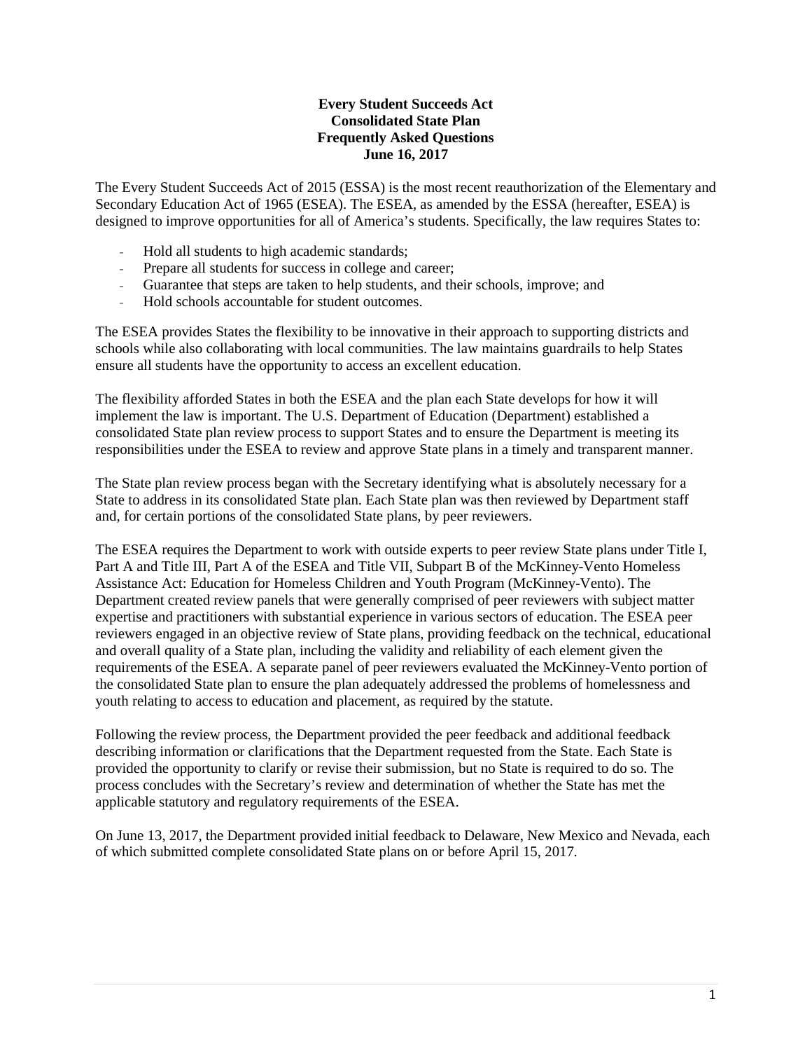# Every Student Succeeds Act
# Consolidated State Plan
# Frequently Asked Questions
# June 16, 2017

The Every Student Succeeds Act of 2015 (ESSA) is the most recent reauthorization of the Elementary and Secondary Education Act of 1965 (ESEA). The ESEA, as amended by the ESSA (hereafter, ESEA) is designed to improve opportunities for all of America's students. Specifically, the law requires States to:

- Hold all students to high academic standards;
- Prepare all students for success in college and career;
- Guarantee that steps are taken to help students, and their schools, improve; and
- Hold schools accountable for student outcomes.

The ESEA provides States the flexibility to be innovative in their approach to supporting districts and schools while also collaborating with local communities. The law maintains guardrails to help States ensure all students have the opportunity to access an excellent education.

The flexibility afforded States in both the ESEA and the plan each State develops for how it will implement the law is important. The U.S. Department of Education (Department) established a consolidated State plan review process to support States and to ensure the Department is meeting its responsibilities under the ESEA to review and approve State plans in a timely and transparent manner.

The State plan review process began with the Secretary identifying what is absolutely necessary for a State to address in its consolidated State plan. Each State plan was then reviewed by Department staff and, for certain portions of the consolidated State plans, by peer reviewers.

The ESEA requires the Department to work with outside experts to peer review State plans under Title I, Part A and Title III, Part A of the ESEA and Title VII, Subpart B of the McKinney-Vento Homeless Assistance Act: Education for Homeless Children and Youth Program (McKinney-Vento). The Department created review panels that were generally comprised of peer reviewers with subject matter expertise and practitioners with substantial experience in various sectors of education. The ESEA peer reviewers engaged in an objective review of State plans, providing feedback on the technical, educational and overall quality of a State plan, including the validity and reliability of each element given the requirements of the ESEA. A separate panel of peer reviewers evaluated the McKinney-Vento portion of the consolidated State plan to ensure the plan adequately addressed the problems of homelessness and youth relating to access to education and placement, as required by the statute.

Following the review process, the Department provided the peer feedback and additional feedback describing information or clarifications that the Department requested from the State. Each State is provided the opportunity to clarify or revise their submission, but no State is required to do so. The process concludes with the Secretary's review and determination of whether the State has met the applicable statutory and regulatory requirements of the ESEA.

On June 13, 2017, the Department provided initial feedback to Delaware, New Mexico and Nevada, each of which submitted complete consolidated State plans on or before April 15, 2017.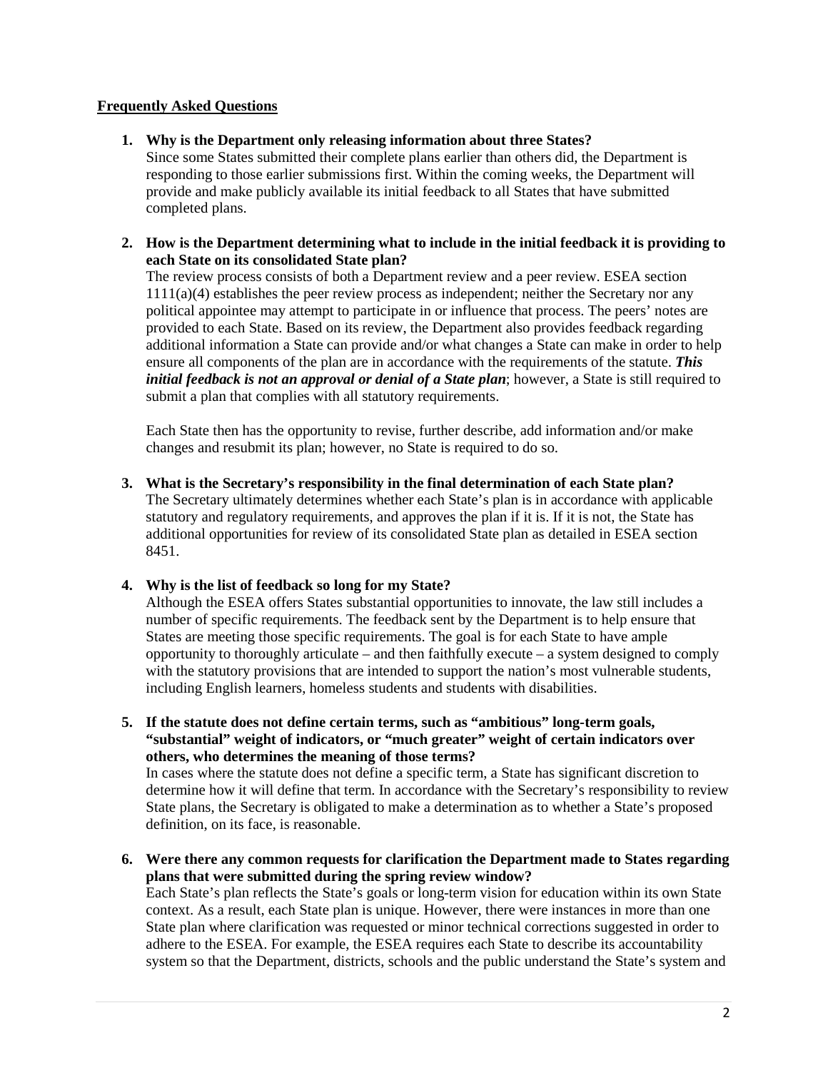**Frequently Asked Questions**

1. **Why is the Department only releasing information about three States?**
   Since some States submitted their complete plans earlier than others did, the Department is responding to those earlier submissions first. Within the coming weeks, the Department will provide and make publicly available its initial feedback to all States that have submitted completed plans.

2. **How is the Department determining what to include in the initial feedback it is providing to each State on its consolidated State plan?**
   The review process consists of both a Department review and a peer review. ESEA section 1111(a)(4) establishes the peer review process as independent; neither the Secretary nor any political appointee may attempt to participate in or influence that process. The peers' notes are provided to each State. Based on its review, the Department also provides feedback regarding additional information a State can provide and/or what changes a State can make in order to help ensure all components of the plan are in accordance with the requirements of the statute. ***This initial feedback is not an approval or denial of a State plan***; however, a State is still required to submit a plan that complies with all statutory requirements.

   Each State then has the opportunity to revise, further describe, add information and/or make changes and resubmit its plan; however, no State is required to do so.

3. **What is the Secretary's responsibility in the final determination of each State plan?**
   The Secretary ultimately determines whether each State's plan is in accordance with applicable statutory and regulatory requirements, and approves the plan if it is. If it is not, the State has additional opportunities for review of its consolidated State plan as detailed in ESEA section 8451.

4. **Why is the list of feedback so long for my State?**
   Although the ESEA offers States substantial opportunities to innovate, the law still includes a number of specific requirements. The feedback sent by the Department is to help ensure that States are meeting those specific requirements. The goal is for each State to have ample opportunity to thoroughly articulate – and then faithfully execute – a system designed to comply with the statutory provisions that are intended to support the nation's most vulnerable students, including English learners, homeless students and students with disabilities.

5. **If the statute does not define certain terms, such as "ambitious" long-term goals, "substantial" weight of indicators, or "much greater" weight of certain indicators over others, who determines the meaning of those terms?**
   In cases where the statute does not define a specific term, a State has significant discretion to determine how it will define that term. In accordance with the Secretary's responsibility to review State plans, the Secretary is obligated to make a determination as to whether a State's proposed definition, on its face, is reasonable.

6. **Were there any common requests for clarification the Department made to States regarding plans that were submitted during the spring review window?**
   Each State's plan reflects the State's goals or long-term vision for education within its own State context. As a result, each State plan is unique. However, there were instances in more than one State plan where clarification was requested or minor technical corrections suggested in order to adhere to the ESEA. For example, the ESEA requires each State to describe its accountability system so that the Department, districts, schools and the public understand the State's system and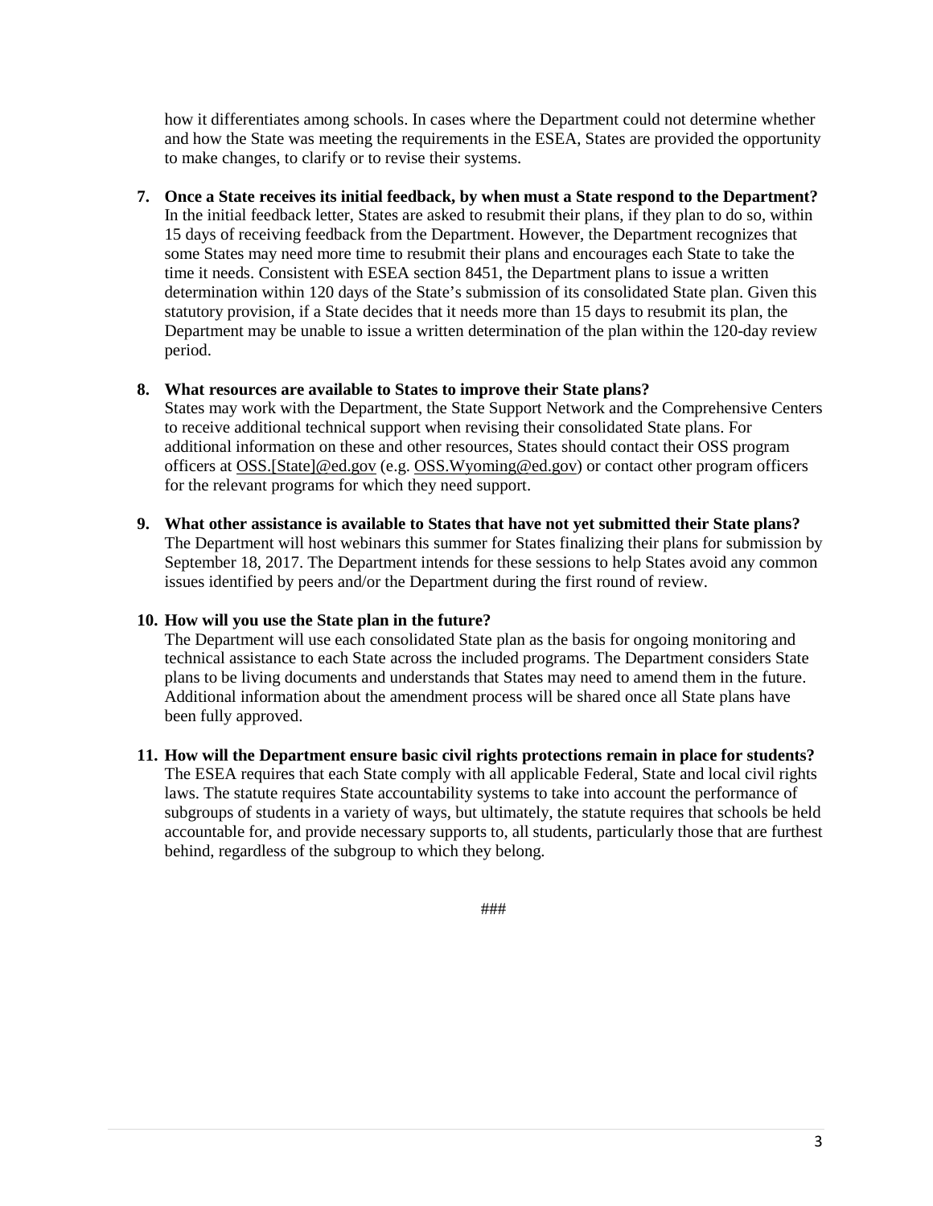how it differentiates among schools. In cases where the Department could not determine whether and how the State was meeting the requirements in the ESEA, States are provided the opportunity to make changes, to clarify or to revise their systems.

7. **Once a State receives its initial feedback, by when must a State respond to the Department?**
   In the initial feedback letter, States are asked to resubmit their plans, if they plan to do so, within 15 days of receiving feedback from the Department. However, the Department recognizes that some States may need more time to resubmit their plans and encourages each State to take the time it needs. Consistent with ESEA section 8451, the Department plans to issue a written determination within 120 days of the State's submission of its consolidated State plan. Given this statutory provision, if a State decides that it needs more than 15 days to resubmit its plan, the Department may be unable to issue a written determination of the plan within the 120-day review period.

8. **What resources are available to States to improve their State plans?**
   States may work with the Department, the State Support Network and the Comprehensive Centers to receive additional technical support when revising their consolidated State plans. For additional information on these and other resources, States should contact their OSS program officers at OSS.[State]@ed.gov (e.g. OSS.Wyoming@ed.gov) or contact other program officers for the relevant programs for which they need support.

9. **What other assistance is available to States that have not yet submitted their State plans?**
   The Department will host webinars this summer for States finalizing their plans for submission by September 18, 2017. The Department intends for these sessions to help States avoid any common issues identified by peers and/or the Department during the first round of review.

10. **How will you use the State plan in the future?**
    The Department will use each consolidated State plan as the basis for ongoing monitoring and technical assistance to each State across the included programs. The Department considers State plans to be living documents and understands that States may need to amend them in the future. Additional information about the amendment process will be shared once all State plans have been fully approved.

11. **How will the Department ensure basic civil rights protections remain in place for students?**
    The ESEA requires that each State comply with all applicable Federal, State and local civil rights laws. The statute requires State accountability systems to take into account the performance of subgroups of students in a variety of ways, but ultimately, the statute requires that schools be held accountable for, and provide necessary supports to, all students, particularly those that are furthest behind, regardless of the subgroup to which they belong.

###